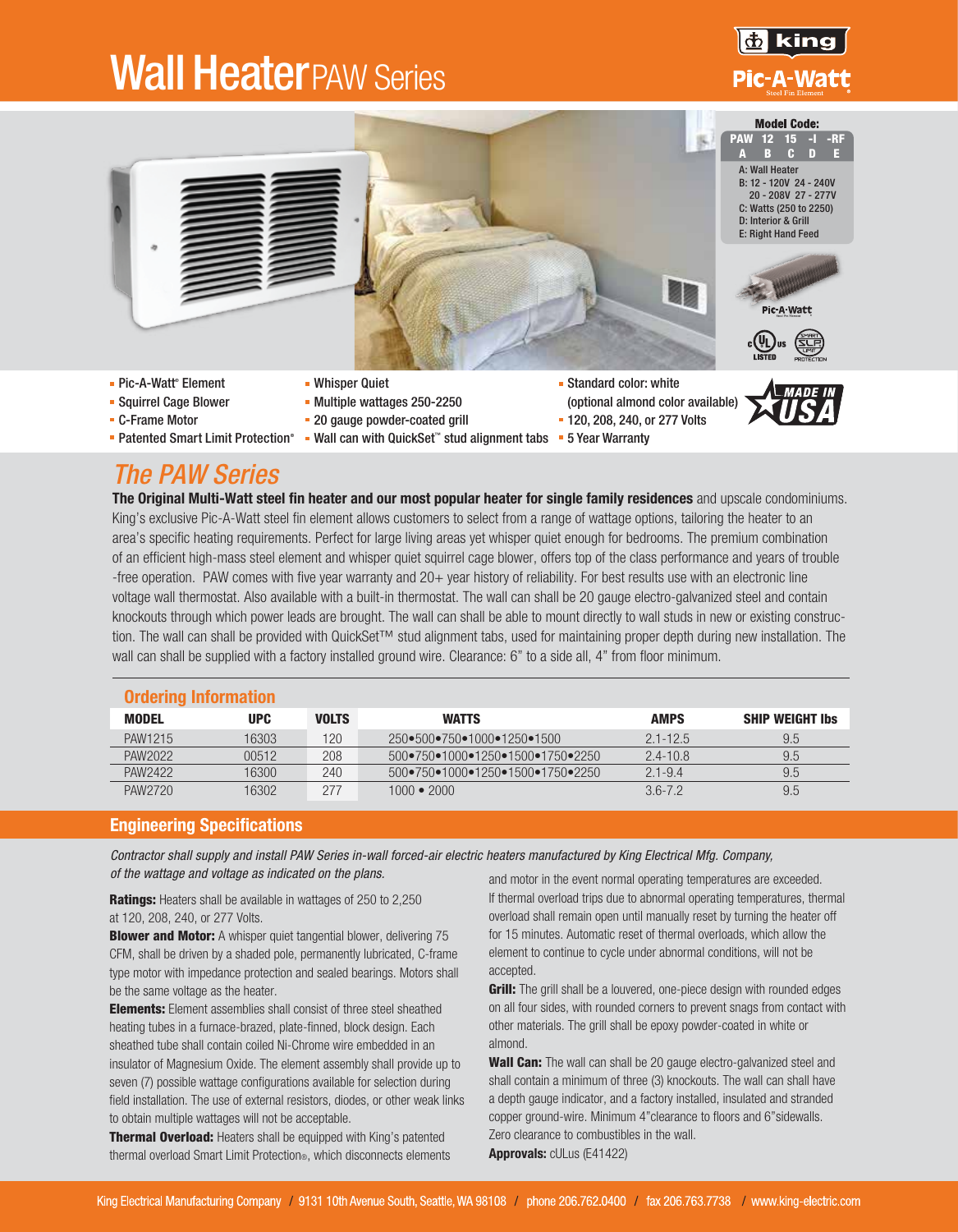# Wall Heater PAW Series

**Model Code:**

| PAW | 12 | 15 | -I | -RF |
|---|---|---|---|---|
| A | B | C | D | E |

A: Wall Heater
B: 12 - 120V 24 - 240V
20 - 208V 27 - 277V
C: Watts (250 to 2250)
D: Interior & Grill
E: Right Hand Feed

- Pic-A-Watt® Element
- Squirrel Cage Blower
- C-Frame Motor
- Patented Smart Limit Protection®
- Whisper Quiet
- Multiple wattages 250-2250
- 20 gauge powder-coated grill
- Wall can with QuickSet™ stud alignment tabs
- Standard color: white (optional almond color available)
- 120, 208, 240, or 277 Volts
- 5 Year Warranty

MADE IN USA

## *The PAW Series*

**The Original Multi-Watt steel fin heater and our most popular heater for single family residences** and upscale condominiums. King's exclusive Pic-A-Watt steel fin element allows customers to select from a range of wattage options, tailoring the heater to an area's specific heating requirements. Perfect for large living areas yet whisper quiet enough for bedrooms. The premium combination of an efficient high-mass steel element and whisper quiet squirrel cage blower, offers top of the class performance and years of trouble -free operation. PAW comes with five year warranty and 20+ year history of reliability. For best results use with an electronic line voltage wall thermostat. Also available with a built-in thermostat. The wall can shall be 20 gauge electro-galvanized steel and contain knockouts through which power leads are brought. The wall can shall be able to mount directly to wall studs in new or existing construction. The wall can shall be provided with QuickSet™ stud alignment tabs, used for maintaining proper depth during new installation. The wall can shall be supplied with a factory installed ground wire. Clearance: 6" to a side all, 4" from floor minimum.

### Ordering Information

| MODEL | UPC | VOLTS | WATTS | AMPS | SHIP WEIGHT lbs |
|---|---|---|---|---|---|
| PAW1215 | 16303 | 120 | 250•500•750•1000•1250•1500 | 2.1-12.5 | 9.5 |
| PAW2022 | 00512 | 208 | 500•750•1000•1250•1500•1750•2250 | 2.4-10.8 | 9.5 |
| PAW2422 | 16300 | 240 | 500•750•1000•1250•1500•1750•2250 | 2.1-9.4 | 9.5 |
| PAW2720 | 16302 | 277 | 1000 • 2000 | 3.6-7.2 | 9.5 |

### Engineering Specifications

*Contractor shall supply and install PAW Series in-wall forced-air electric heaters manufactured by King Electrical Mfg. Company, of the wattage and voltage as indicated on the plans.*

**Ratings:** Heaters shall be available in wattages of 250 to 2,250 at 120, 208, 240, or 277 Volts.

**Blower and Motor:** A whisper quiet tangential blower, delivering 75 CFM, shall be driven by a shaded pole, permanently lubricated, C-frame type motor with impedance protection and sealed bearings. Motors shall be the same voltage as the heater.

**Elements:** Element assemblies shall consist of three steel sheathed heating tubes in a furnace-brazed, plate-finned, block design. Each sheathed tube shall contain coiled Ni-Chrome wire embedded in an insulator of Magnesium Oxide. The element assembly shall provide up to seven (7) possible wattage configurations available for selection during field installation. The use of external resistors, diodes, or other weak links to obtain multiple wattages will not be acceptable.

**Thermal Overload:** Heaters shall be equipped with King's patented thermal overload Smart Limit Protection®, which disconnects elements and motor in the event normal operating temperatures are exceeded. If thermal overload trips due to abnormal operating temperatures, thermal overload shall remain open until manually reset by turning the heater off for 15 minutes. Automatic reset of thermal overloads, which allow the element to continue to cycle under abnormal conditions, will not be accepted.

**Grill:** The grill shall be a louvered, one-piece design with rounded edges on all four sides, with rounded corners to prevent snags from contact with other materials. The grill shall be epoxy powder-coated in white or almond.

**Wall Can:** The wall can shall be 20 gauge electro-galvanized steel and shall contain a minimum of three (3) knockouts. The wall can shall have a depth gauge indicator, and a factory installed, insulated and stranded copper ground-wire. Minimum 4"clearance to floors and 6"sidewalls. Zero clearance to combustibles in the wall.

**Approvals:** cULus (E41422)

King Electrical Manufacturing Company / 9131 10th Avenue South, Seattle, WA 98108 / phone 206.762.0400 / fax 206.763.7738 / www.king-electric.com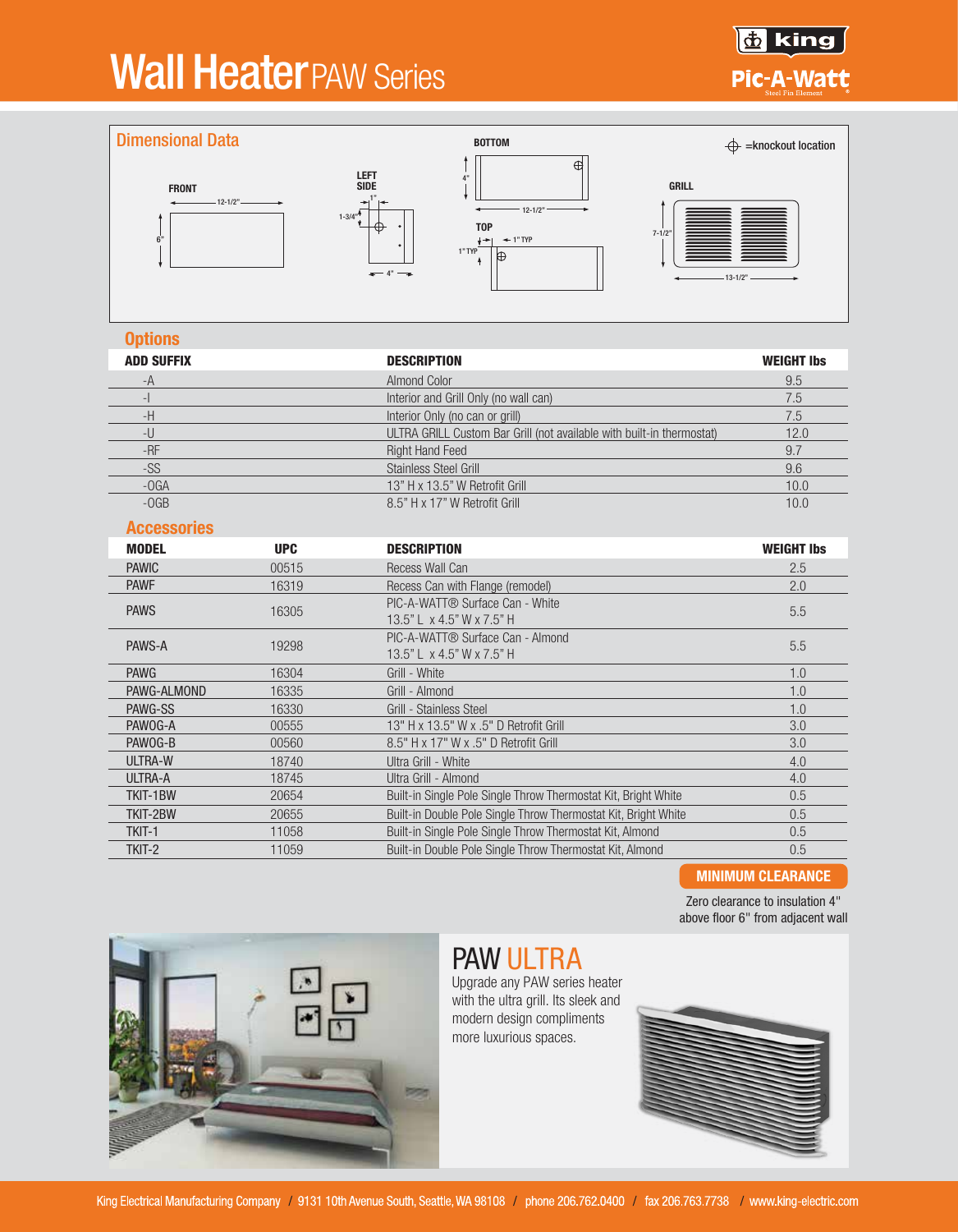# Wall Heater PAW Series

## Dimensional Data

⊕ =knockout location

FRONT: 12-1/2" × 6"

LEFT SIDE: 1", 1-3/4", 4"

BOTTOM: 4", 12-1/2"

TOP: 1" TYP, 1" TYP

GRILL: 7-1/2" × 13-1/2"

## Options

| ADD SUFFIX | DESCRIPTION | WEIGHT lbs |
|---|---|---|
| -A | Almond Color | 9.5 |
| -I | Interior and Grill Only (no wall can) | 7.5 |
| -H | Interior Only (no can or grill) | 7.5 |
| -U | ULTRA GRILL Custom Bar Grill (not available with built-in thermostat) | 12.0 |
| -RF | Right Hand Feed | 9.7 |
| -SS | Stainless Steel Grill | 9.6 |
| -OGA | 13" H x 13.5" W Retrofit Grill | 10.0 |
| -OGB | 8.5" H x 17" W Retrofit Grill | 10.0 |

## Accessories

| MODEL | UPC | DESCRIPTION | WEIGHT lbs |
|---|---|---|---|
| PAWIC | 00515 | Recess Wall Can | 2.5 |
| PAWF | 16319 | Recess Can with Flange (remodel) | 2.0 |
| PAWS | 16305 | PIC-A-WATT® Surface Can - White 13.5" L x 4.5" W x 7.5" H | 5.5 |
| PAWS-A | 19298 | PIC-A-WATT® Surface Can - Almond 13.5" L x 4.5" W x 7.5" H | 5.5 |
| PAWG | 16304 | Grill - White | 1.0 |
| PAWG-ALMOND | 16335 | Grill - Almond | 1.0 |
| PAWG-SS | 16330 | Grill - Stainless Steel | 1.0 |
| PAWOG-A | 00555 | 13" H x 13.5" W x .5" D Retrofit Grill | 3.0 |
| PAWOG-B | 00560 | 8.5" H x 17" W x .5" D Retrofit Grill | 3.0 |
| ULTRA-W | 18740 | Ultra Grill - White | 4.0 |
| ULTRA-A | 18745 | Ultra Grill - Almond | 4.0 |
| TKIT-1BW | 20654 | Built-in Single Pole Single Throw Thermostat Kit, Bright White | 0.5 |
| TKIT-2BW | 20655 | Built-in Double Pole Single Throw Thermostat Kit, Bright White | 0.5 |
| TKIT-1 | 11058 | Built-in Single Pole Single Throw Thermostat Kit, Almond | 0.5 |
| TKIT-2 | 11059 | Built-in Double Pole Single Throw Thermostat Kit, Almond | 0.5 |

**MINIMUM CLEARANCE**

Zero clearance to insulation 4" above floor 6" from adjacent wall

## PAW ULTRA

Upgrade any PAW series heater with the ultra grill. Its sleek and modern design compliments more luxurious spaces.

King Electrical Manufacturing Company / 9131 10th Avenue South, Seattle, WA 98108 / phone 206.762.0400 / fax 206.763.7738 / www.king-electric.com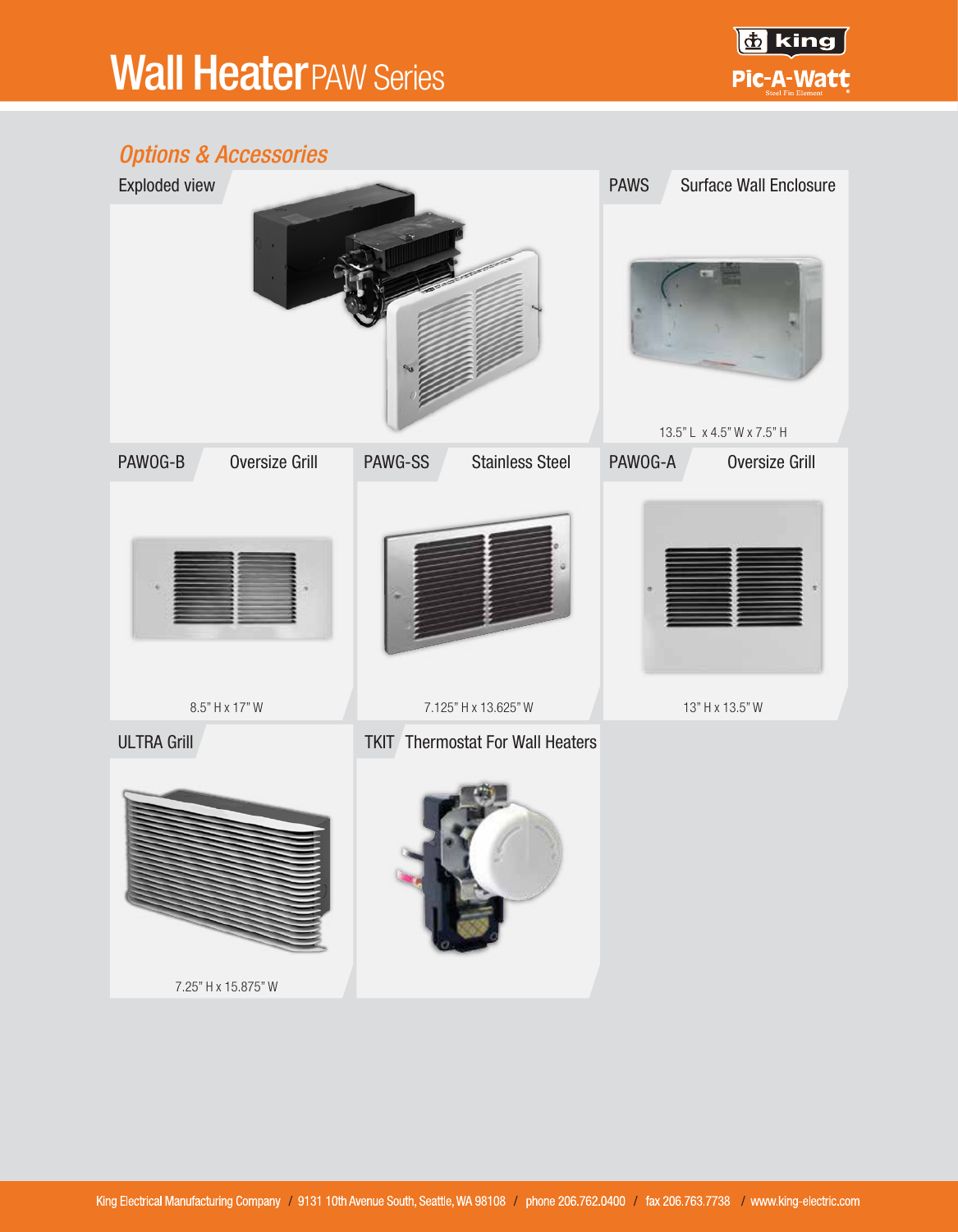# Wall Heater PAW Series

## *Options & Accessories*

Exploded view

PAWS Surface Wall Enclosure

13.5" L x 4.5" W x 7.5" H

PAWOG-B Oversize Grill

8.5" H x 17" W

PAWG-SS Stainless Steel

7.125" H x 13.625" W

PAWOG-A Oversize Grill

13" H x 13.5" W

ULTRA Grill

7.25" H x 15.875" W

TKIT Thermostat For Wall Heaters